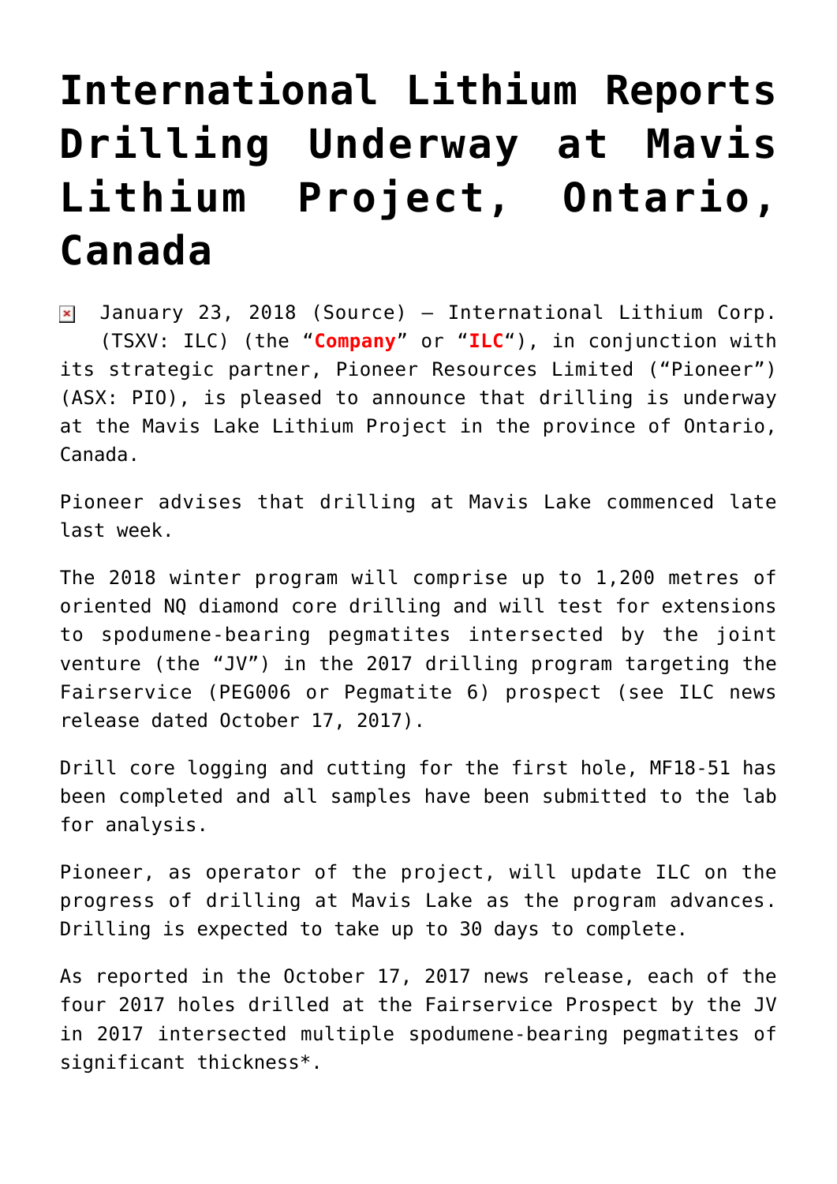# International Lithium Reports Drilling Underway at Mavis Lithium Project, Ontario, Canada

January 23, 2018 (Source) – International Lithium Corp. (TSXV: ILC) (the "**Company**" or "**ILC**"), in conjunction with its strategic partner, Pioneer Resources Limited ("Pioneer") (ASX: PIO), is pleased to announce that drilling is underway at the Mavis Lake Lithium Project in the province of Ontario, Canada.

Pioneer advises that drilling at Mavis Lake commenced late last week.

The 2018 winter program will comprise up to 1,200 metres of oriented NQ diamond core drilling and will test for extensions to spodumene-bearing pegmatites intersected by the joint venture (the "JV") in the 2017 drilling program targeting the Fairservice (PEG006 or Pegmatite 6) prospect (see ILC news release dated October 17, 2017).

Drill core logging and cutting for the first hole, MF18-51 has been completed and all samples have been submitted to the lab for analysis.

Pioneer, as operator of the project, will update ILC on the progress of drilling at Mavis Lake as the program advances. Drilling is expected to take up to 30 days to complete.

As reported in the October 17, 2017 news release, each of the four 2017 holes drilled at the Fairservice Prospect by the JV in 2017 intersected multiple spodumene-bearing pegmatites of significant thickness*.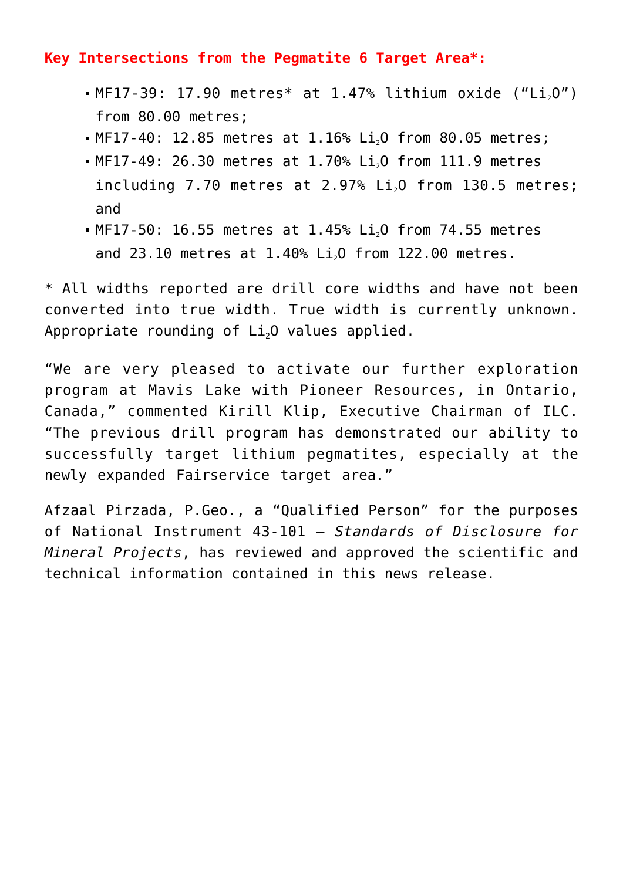**Key Intersections from the Pegmatite 6 Target Area*:**

- MF17-39: 17.90 metres* at 1.47% lithium oxide (“$Li_2O$”) from 80.00 metres;
- MF17-40: 12.85 metres at 1.16% $Li_2O$ from 80.05 metres;
- MF17-49: 26.30 metres at 1.70% $Li_2O$ from 111.9 metres including 7.70 metres at 2.97% $Li_2O$ from 130.5 metres; and
- MF17-50: 16.55 metres at 1.45% $Li_2O$ from 74.55 metres and 23.10 metres at 1.40% $Li_2O$ from 122.00 metres.

* All widths reported are drill core widths and have not been converted into true width. True width is currently unknown. Appropriate rounding of $Li_2O$ values applied.

“We are very pleased to activate our further exploration program at Mavis Lake with Pioneer Resources, in Ontario, Canada,” commented Kirill Klip, Executive Chairman of ILC. “The previous drill program has demonstrated our ability to successfully target lithium pegmatites, especially at the newly expanded Fairservice target area.”

Afzaal Pirzada, P.Geo., a “Qualified Person” for the purposes of National Instrument 43-101 – *Standards of Disclosure for Mineral Projects*, has reviewed and approved the scientific and technical information contained in this news release.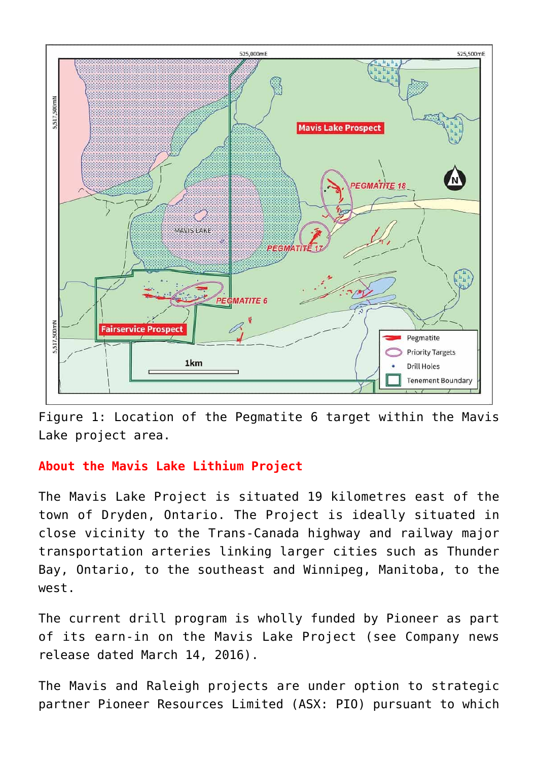Figure 1: Location of the Pegmatite 6 target within the Mavis Lake project area.

## About the Mavis Lake Lithium Project

The Mavis Lake Project is situated 19 kilometres east of the town of Dryden, Ontario. The Project is ideally situated in close vicinity to the Trans-Canada highway and railway major transportation arteries linking larger cities such as Thunder Bay, Ontario, to the southeast and Winnipeg, Manitoba, to the west.

The current drill program is wholly funded by Pioneer as part of its earn-in on the Mavis Lake Project (see Company news release dated March 14, 2016).

The Mavis and Raleigh projects are under option to strategic partner Pioneer Resources Limited (ASX: PIO) pursuant to which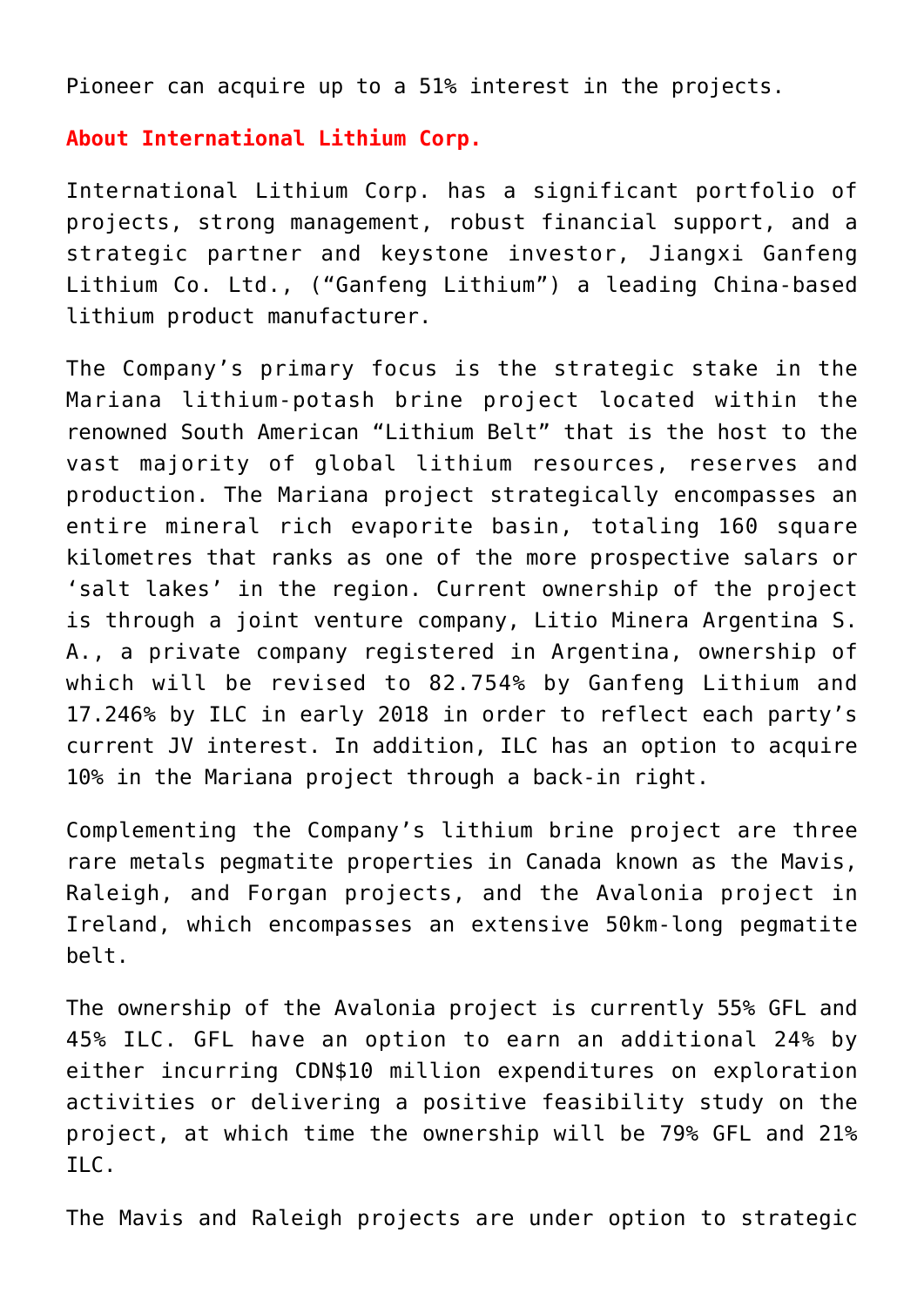Pioneer can acquire up to a 51% interest in the projects.

## About International Lithium Corp.

International Lithium Corp. has a significant portfolio of projects, strong management, robust financial support, and a strategic partner and keystone investor, Jiangxi Ganfeng Lithium Co. Ltd., ("Ganfeng Lithium") a leading China-based lithium product manufacturer.

The Company's primary focus is the strategic stake in the Mariana lithium-potash brine project located within the renowned South American "Lithium Belt" that is the host to the vast majority of global lithium resources, reserves and production. The Mariana project strategically encompasses an entire mineral rich evaporite basin, totaling 160 square kilometres that ranks as one of the more prospective salars or 'salt lakes' in the region. Current ownership of the project is through a joint venture company, Litio Minera Argentina S. A., a private company registered in Argentina, ownership of which will be revised to 82.754% by Ganfeng Lithium and 17.246% by ILC in early 2018 in order to reflect each party's current JV interest. In addition, ILC has an option to acquire 10% in the Mariana project through a back-in right.

Complementing the Company's lithium brine project are three rare metals pegmatite properties in Canada known as the Mavis, Raleigh, and Forgan projects, and the Avalonia project in Ireland, which encompasses an extensive 50km-long pegmatite belt.

The ownership of the Avalonia project is currently 55% GFL and 45% ILC. GFL have an option to earn an additional 24% by either incurring CDN$10 million expenditures on exploration activities or delivering a positive feasibility study on the project, at which time the ownership will be 79% GFL and 21% ILC.

The Mavis and Raleigh projects are under option to strategic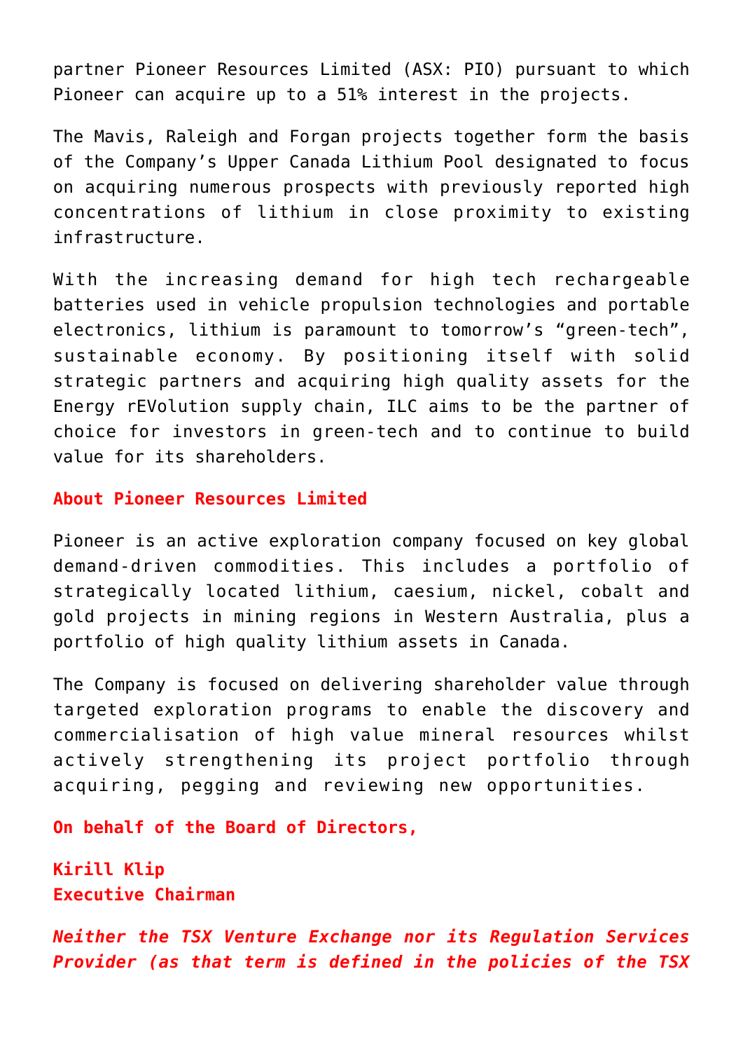partner Pioneer Resources Limited (ASX: PIO) pursuant to which Pioneer can acquire up to a 51% interest in the projects.

The Mavis, Raleigh and Forgan projects together form the basis of the Company's Upper Canada Lithium Pool designated to focus on acquiring numerous prospects with previously reported high concentrations of lithium in close proximity to existing infrastructure.

With the increasing demand for high tech rechargeable batteries used in vehicle propulsion technologies and portable electronics, lithium is paramount to tomorrow's "green-tech", sustainable economy. By positioning itself with solid strategic partners and acquiring high quality assets for the Energy rEVolution supply chain, ILC aims to be the partner of choice for investors in green-tech and to continue to build value for its shareholders.

**About Pioneer Resources Limited**

Pioneer is an active exploration company focused on key global demand-driven commodities. This includes a portfolio of strategically located lithium, caesium, nickel, cobalt and gold projects in mining regions in Western Australia, plus a portfolio of high quality lithium assets in Canada.

The Company is focused on delivering shareholder value through targeted exploration programs to enable the discovery and commercialisation of high value mineral resources whilst actively strengthening its project portfolio through acquiring, pegging and reviewing new opportunities.

**On behalf of the Board of Directors,**

**Kirill Klip**
**Executive Chairman**

***Neither the TSX Venture Exchange nor its Regulation Services Provider (as that term is defined in the policies of the TSX***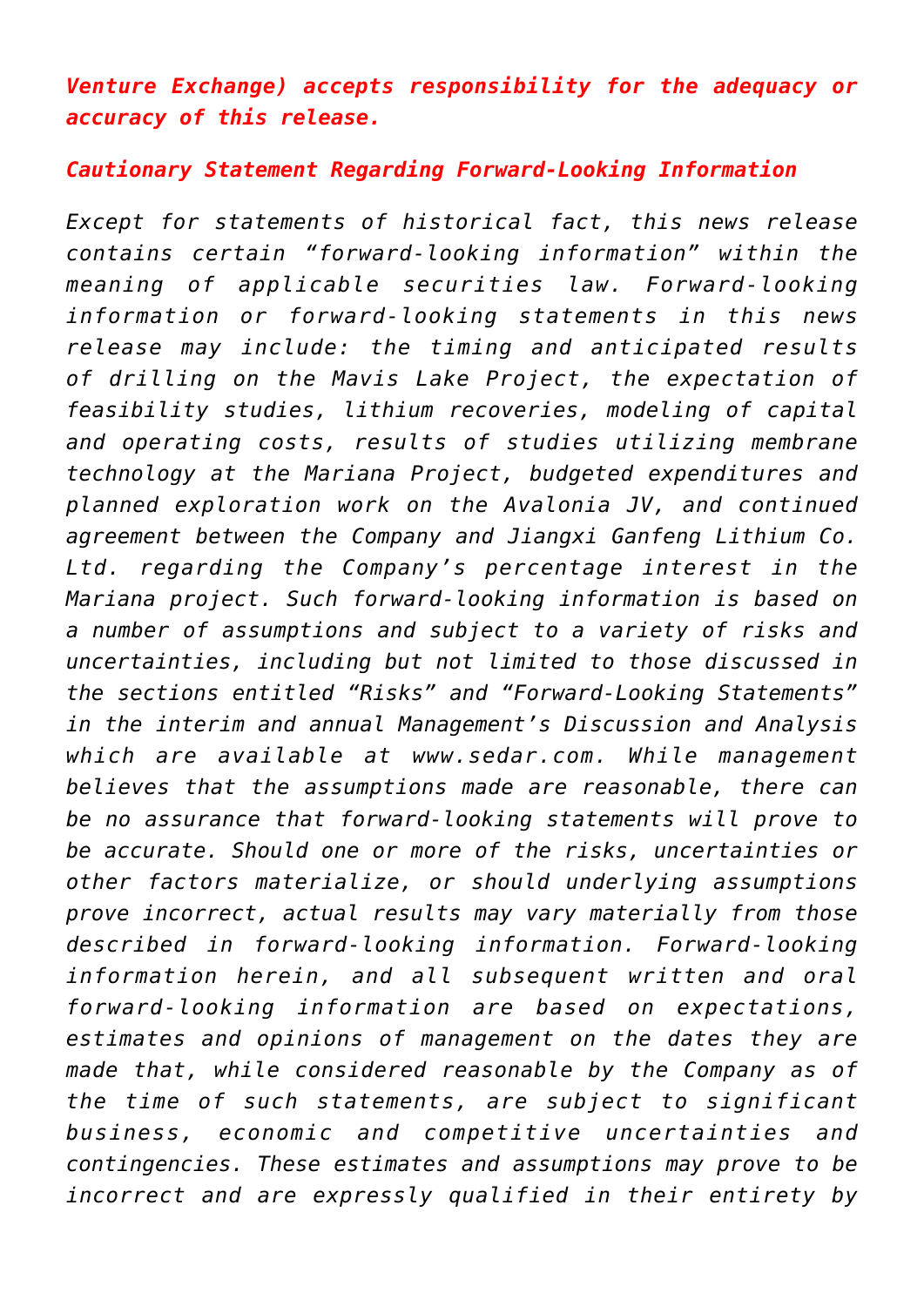*Venture Exchange) accepts responsibility for the adequacy or accuracy of this release.*

*Cautionary Statement Regarding Forward-Looking Information*

*Except for statements of historical fact, this news release contains certain "forward-looking information" within the meaning of applicable securities law. Forward-looking information or forward-looking statements in this news release may include: the timing and anticipated results of drilling on the Mavis Lake Project, the expectation of feasibility studies, lithium recoveries, modeling of capital and operating costs, results of studies utilizing membrane technology at the Mariana Project, budgeted expenditures and planned exploration work on the Avalonia JV, and continued agreement between the Company and Jiangxi Ganfeng Lithium Co. Ltd. regarding the Company's percentage interest in the Mariana project. Such forward-looking information is based on a number of assumptions and subject to a variety of risks and uncertainties, including but not limited to those discussed in the sections entitled "Risks" and "Forward-Looking Statements" in the interim and annual Management's Discussion and Analysis which are available at www.sedar.com. While management believes that the assumptions made are reasonable, there can be no assurance that forward-looking statements will prove to be accurate. Should one or more of the risks, uncertainties or other factors materialize, or should underlying assumptions prove incorrect, actual results may vary materially from those described in forward-looking information. Forward-looking information herein, and all subsequent written and oral forward-looking information are based on expectations, estimates and opinions of management on the dates they are made that, while considered reasonable by the Company as of the time of such statements, are subject to significant business, economic and competitive uncertainties and contingencies. These estimates and assumptions may prove to be incorrect and are expressly qualified in their entirety by*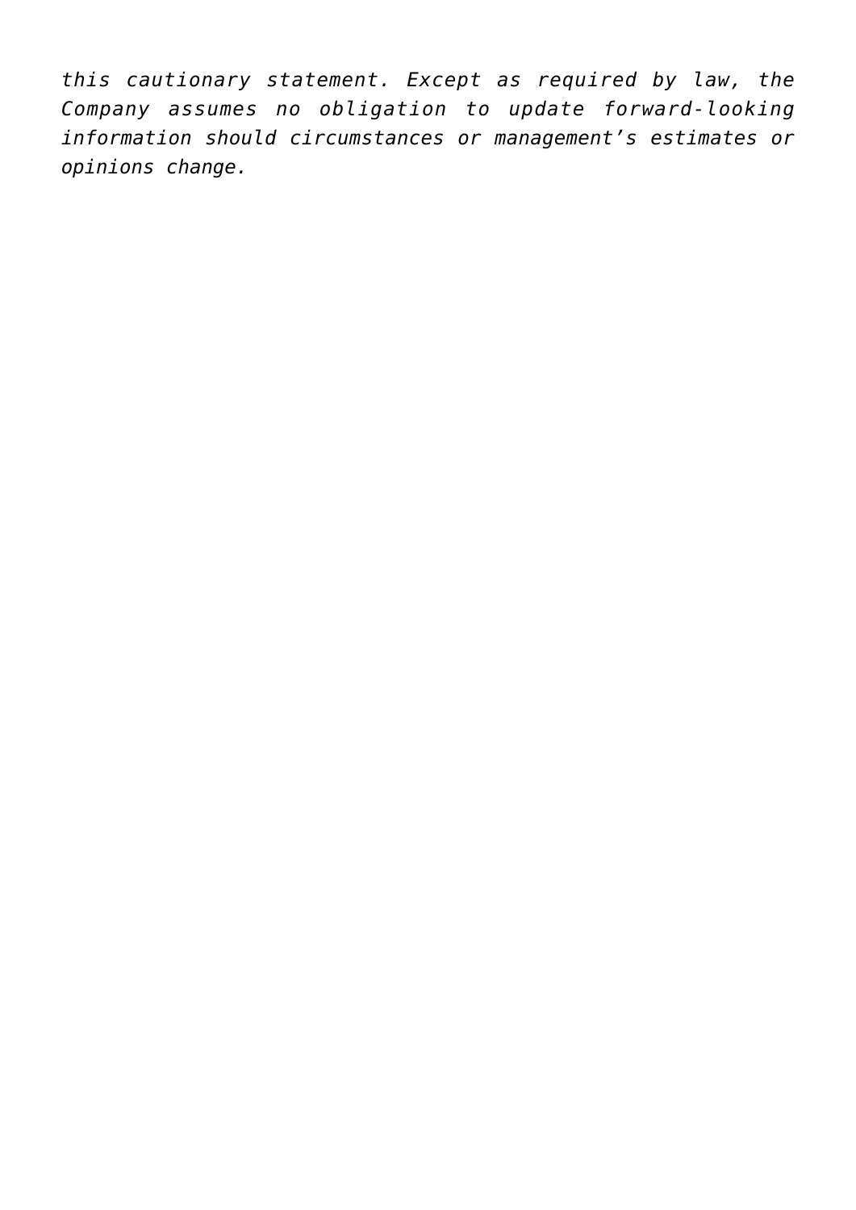*this cautionary statement. Except as required by law, the Company assumes no obligation to update forward-looking information should circumstances or management's estimates or opinions change.*